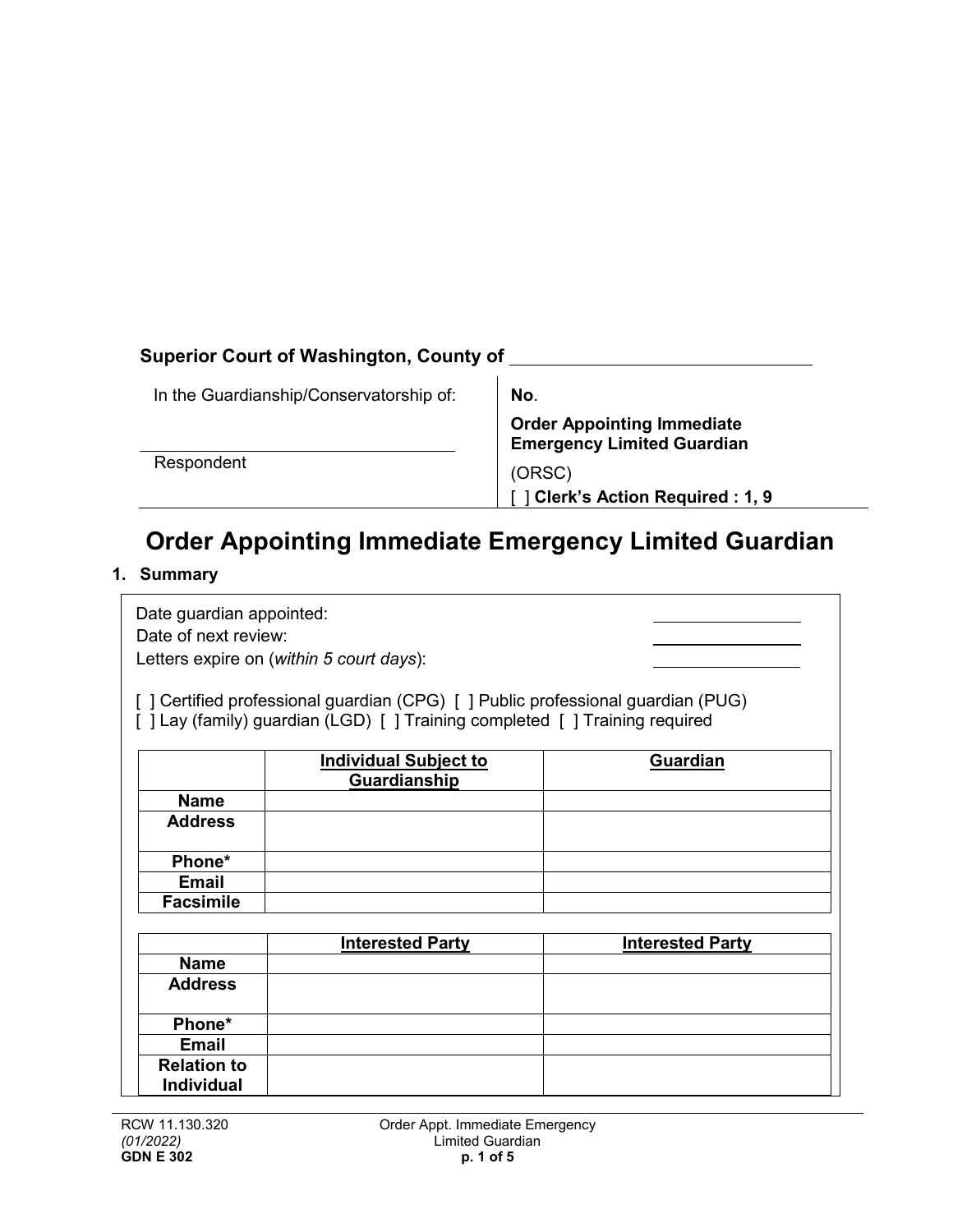**Superior Court of Washington, County of** \_\_\_\_\_\_\_\_\_\_\_\_\_\_\_\_\_\_\_\_\_\_\_\_

| In the Guardianship/Conservatorship of: | **No**. |
|---|---|
| \_\_\_\_\_\_\_\_\_\_\_\_\_\_\_\_\_\_\_\_\_\_\_\_\_\_\_\_ Respondent | **Order Appointing Immediate Emergency Limited Guardian** (ORSC) [ ] **Clerk's Action Required : 1, 9** |

# Order Appointing Immediate Emergency Limited Guardian

## 1. Summary

Date guardian appointed: \_\_\_\_\_\_\_\_\_\_\_\_\_\_\_\_
Date of next review: \_\_\_\_\_\_\_\_\_\_\_\_\_\_\_\_
Letters expire on (*within 5 court days*): \_\_\_\_\_\_\_\_\_\_\_\_\_\_\_\_

[ ] Certified professional guardian (CPG) [ ] Public professional guardian (PUG)
[ ] Lay (family) guardian (LGD) [ ] Training completed [ ] Training required

| | **Individual Subject to Guardianship** | **Guardian** |
|---|---|---|
| **Name** | | |
| **Address** | | |
| **Phone*** | | |
| **Email** | | |
| **Facsimile** | | |

| | **Interested Party** | **Interested Party** |
|---|---|---|
| **Name** | | |
| **Address** | | |
| **Phone*** | | |
| **Email** | | |
| **Relation to Individual** | | |

RCW 11.130.320
*(01/2022)*
**GDN E 302**

Order Appt. Immediate Emergency Limited Guardian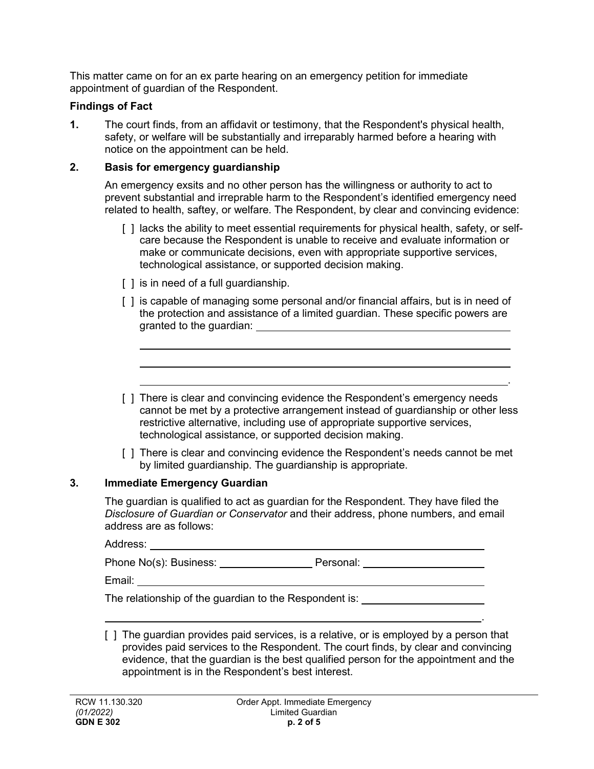This matter came on for an ex parte hearing on an emergency petition for immediate appointment of guardian of the Respondent.

**Findings of Fact**

**1.** The court finds, from an affidavit or testimony, that the Respondent's physical health, safety, or welfare will be substantially and irreparably harmed before a hearing with notice on the appointment can be held.

**2. Basis for emergency guardianship**

An emergency exsits and no other person has the willingness or authority to act to prevent substantial and irreprable harm to the Respondent's identified emergency need related to health, saftey, or welfare. The Respondent, by clear and convincing evidence:

- [ ] lacks the ability to meet essential requirements for physical health, safety, or self-care because the Respondent is unable to receive and evaluate information or make or communicate decisions, even with appropriate supportive services, technological assistance, or supported decision making.
- [ ] is in need of a full guardianship.
- [ ] is capable of managing some personal and/or financial affairs, but is in need of the protection and assistance of a limited guardian. These specific powers are granted to the guardian: ______________________________________________

  ______________________________________________________________________

  ______________________________________________________________________

  ______________________________________________________________________.
- [ ] There is clear and convincing evidence the Respondent's emergency needs cannot be met by a protective arrangement instead of guardianship or other less restrictive alternative, including use of appropriate supportive services, technological assistance, or supported decision making.
- [ ] There is clear and convincing evidence the Respondent's needs cannot be met by limited guardianship. The guardianship is appropriate.

**3. Immediate Emergency Guardian**

The guardian is qualified to act as guardian for the Respondent. They have filed the *Disclosure of Guardian or Conservator* and their address, phone numbers, and email address are as follows:

Address: ______________________________________________________________

Phone No(s): Business: ____________________ Personal: ________________________

Email: ________________________________________________________________

The relationship of the guardian to the Respondent is: ________________________

______________________________________________________________________.

- [ ] The guardian provides paid services, is a relative, or is employed by a person that provides paid services to the Respondent. The court finds, by clear and convincing evidence, that the guardian is the best qualified person for the appointment and the appointment is in the Respondent's best interest.

RCW 11.130.320
*(01/2022)*
**GDN E 302**

Order Appt. Immediate Emergency Limited Guardian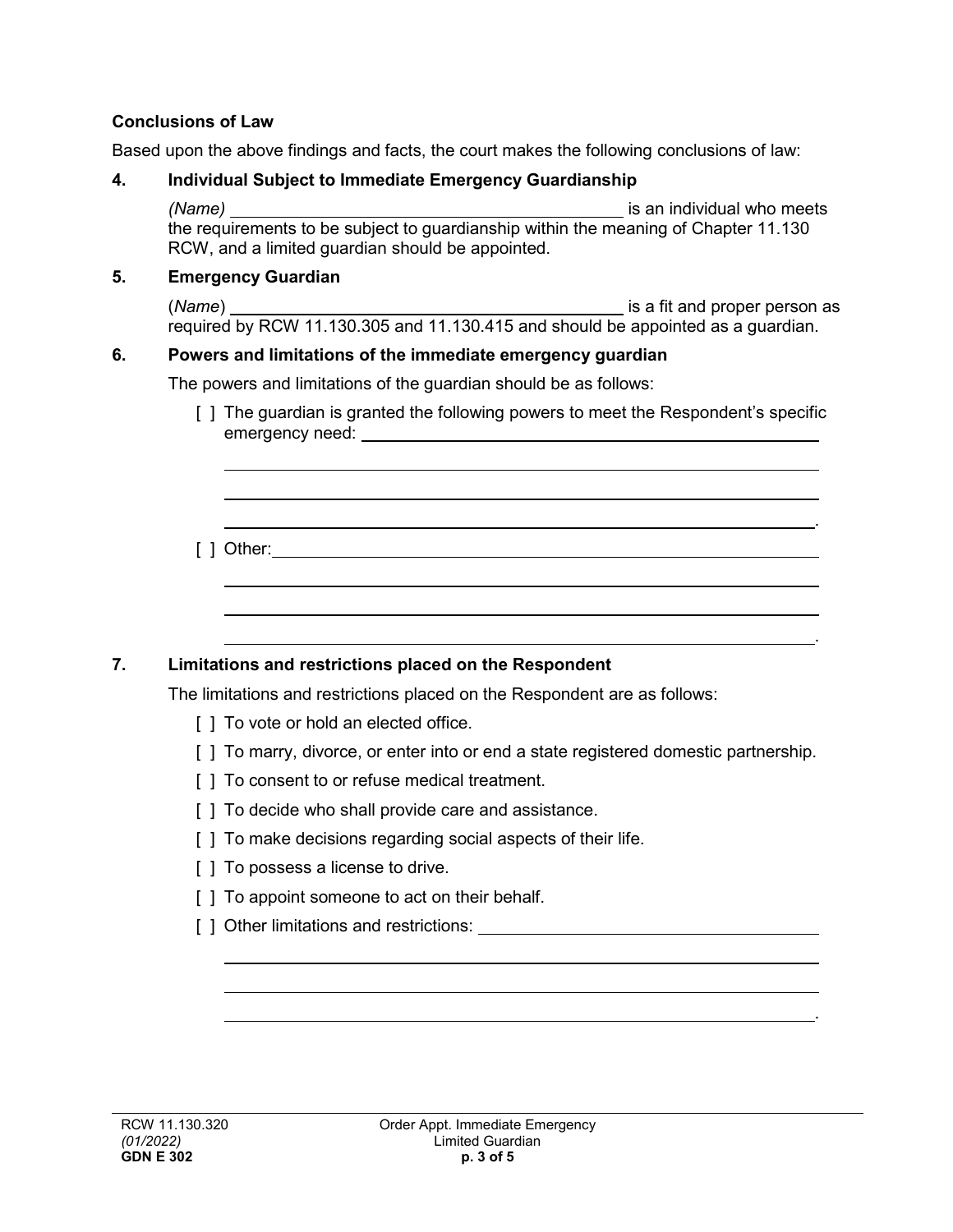**Conclusions of Law**

Based upon the above findings and facts, the court makes the following conclusions of law:

**4. Individual Subject to Immediate Emergency Guardianship**

*(Name)* \_\_\_\_\_\_\_\_\_\_\_\_\_\_\_\_\_\_\_\_\_\_\_\_\_\_\_\_\_\_\_\_\_\_\_\_\_\_\_\_ is an individual who meets the requirements to be subject to guardianship within the meaning of Chapter 11.130 RCW, and a limited guardian should be appointed.

**5. Emergency Guardian**

(*Name*) \_\_\_\_\_\_\_\_\_\_\_\_\_\_\_\_\_\_\_\_\_\_\_\_\_\_\_\_\_\_\_\_\_\_\_\_\_\_\_\_ is a fit and proper person as required by RCW 11.130.305 and 11.130.415 and should be appointed as a guardian.

**6. Powers and limitations of the immediate emergency guardian**

The powers and limitations of the guardian should be as follows:

[ ] The guardian is granted the following powers to meet the Respondent's specific emergency need: \_\_\_\_\_\_\_\_\_\_\_\_\_\_\_\_\_\_\_\_\_\_\_\_\_\_\_\_\_\_\_\_\_\_\_\_\_\_\_\_
\_\_\_\_\_\_\_\_\_\_\_\_\_\_\_\_\_\_\_\_\_\_\_\_\_\_\_\_\_\_\_\_\_\_\_\_\_\_\_\_\_\_\_\_\_\_\_\_\_\_\_\_\_\_\_\_\_\_\_\_
\_\_\_\_\_\_\_\_\_\_\_\_\_\_\_\_\_\_\_\_\_\_\_\_\_\_\_\_\_\_\_\_\_\_\_\_\_\_\_\_\_\_\_\_\_\_\_\_\_\_\_\_\_\_\_\_\_\_\_\_
\_\_\_\_\_\_\_\_\_\_\_\_\_\_\_\_\_\_\_\_\_\_\_\_\_\_\_\_\_\_\_\_\_\_\_\_\_\_\_\_\_\_\_\_\_\_\_\_\_\_\_\_\_\_\_\_\_\_\_\_.

[ ] Other: \_\_\_\_\_\_\_\_\_\_\_\_\_\_\_\_\_\_\_\_\_\_\_\_\_\_\_\_\_\_\_\_\_\_\_\_\_\_\_\_\_\_\_\_\_\_\_\_\_\_\_\_\_\_
\_\_\_\_\_\_\_\_\_\_\_\_\_\_\_\_\_\_\_\_\_\_\_\_\_\_\_\_\_\_\_\_\_\_\_\_\_\_\_\_\_\_\_\_\_\_\_\_\_\_\_\_\_\_\_\_\_\_\_\_
\_\_\_\_\_\_\_\_\_\_\_\_\_\_\_\_\_\_\_\_\_\_\_\_\_\_\_\_\_\_\_\_\_\_\_\_\_\_\_\_\_\_\_\_\_\_\_\_\_\_\_\_\_\_\_\_\_\_\_\_
\_\_\_\_\_\_\_\_\_\_\_\_\_\_\_\_\_\_\_\_\_\_\_\_\_\_\_\_\_\_\_\_\_\_\_\_\_\_\_\_\_\_\_\_\_\_\_\_\_\_\_\_\_\_\_\_\_\_\_\_.

**7. Limitations and restrictions placed on the Respondent**

The limitations and restrictions placed on the Respondent are as follows:

[ ] To vote or hold an elected office.

[ ] To marry, divorce, or enter into or end a state registered domestic partnership.

[ ] To consent to or refuse medical treatment.

[ ] To decide who shall provide care and assistance.

[ ] To make decisions regarding social aspects of their life.

[ ] To possess a license to drive.

[ ] To appoint someone to act on their behalf.

[ ] Other limitations and restrictions: \_\_\_\_\_\_\_\_\_\_\_\_\_\_\_\_\_\_\_\_\_\_\_\_\_\_\_\_\_\_\_\_\_\_\_\_
\_\_\_\_\_\_\_\_\_\_\_\_\_\_\_\_\_\_\_\_\_\_\_\_\_\_\_\_\_\_\_\_\_\_\_\_\_\_\_\_\_\_\_\_\_\_\_\_\_\_\_\_\_\_\_\_\_\_\_\_
\_\_\_\_\_\_\_\_\_\_\_\_\_\_\_\_\_\_\_\_\_\_\_\_\_\_\_\_\_\_\_\_\_\_\_\_\_\_\_\_\_\_\_\_\_\_\_\_\_\_\_\_\_\_\_\_\_\_\_\_
\_\_\_\_\_\_\_\_\_\_\_\_\_\_\_\_\_\_\_\_\_\_\_\_\_\_\_\_\_\_\_\_\_\_\_\_\_\_\_\_\_\_\_\_\_\_\_\_\_\_\_\_\_\_\_\_\_\_\_\_.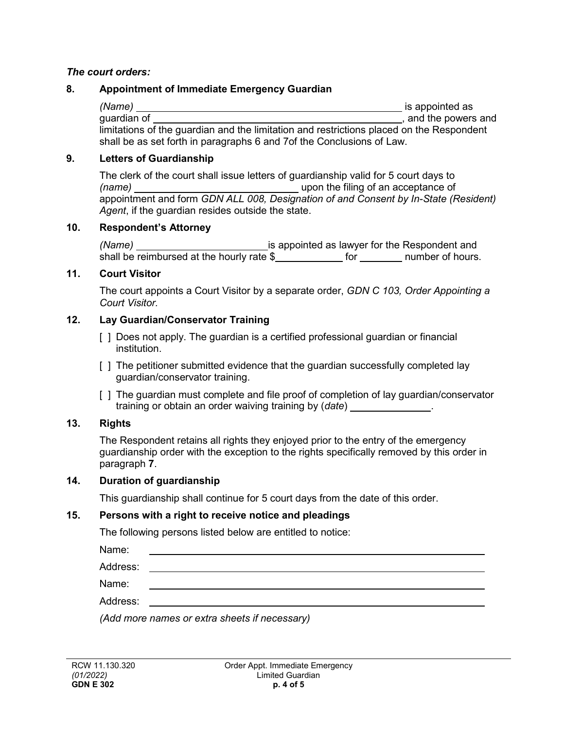***The court orders:***

**8. Appointment of Immediate Emergency Guardian**

*(Name)* ______________________________________________ is appointed as guardian of ______________________________________________, and the powers and limitations of the guardian and the limitation and restrictions placed on the Respondent shall be as set forth in paragraphs 6 and 7of the Conclusions of Law.

**9. Letters of Guardianship**

The clerk of the court shall issue letters of guardianship valid for 5 court days to *(name)* ____________________________ upon the filing of an acceptance of appointment and form *GDN ALL 008, Designation of and Consent by In-State (Resident) Agent*, if the guardian resides outside the state.

**10. Respondent's Attorney**

*(Name)* ______________________ is appointed as lawyer for the Respondent and shall be reimbursed at the hourly rate $____________ for ________ number of hours.

**11. Court Visitor**

The court appoints a Court Visitor by a separate order, *GDN C 103, Order Appointing a Court Visitor.*

**12. Lay Guardian/Conservator Training**

[ ] Does not apply. The guardian is a certified professional guardian or financial institution.

[ ] The petitioner submitted evidence that the guardian successfully completed lay guardian/conservator training.

[ ] The guardian must complete and file proof of completion of lay guardian/conservator training or obtain an order waiving training by (*date*) ______________.

**13. Rights**

The Respondent retains all rights they enjoyed prior to the entry of the emergency guardianship order with the exception to the rights specifically removed by this order in paragraph **7**.

**14. Duration of guardianship**

This guardianship shall continue for 5 court days from the date of this order.

**15. Persons with a right to receive notice and pleadings**

The following persons listed below are entitled to notice:

Name: ______________________________________________

Address: ______________________________________________

Name: ______________________________________________

Address: ______________________________________________

*(Add more names or extra sheets if necessary)*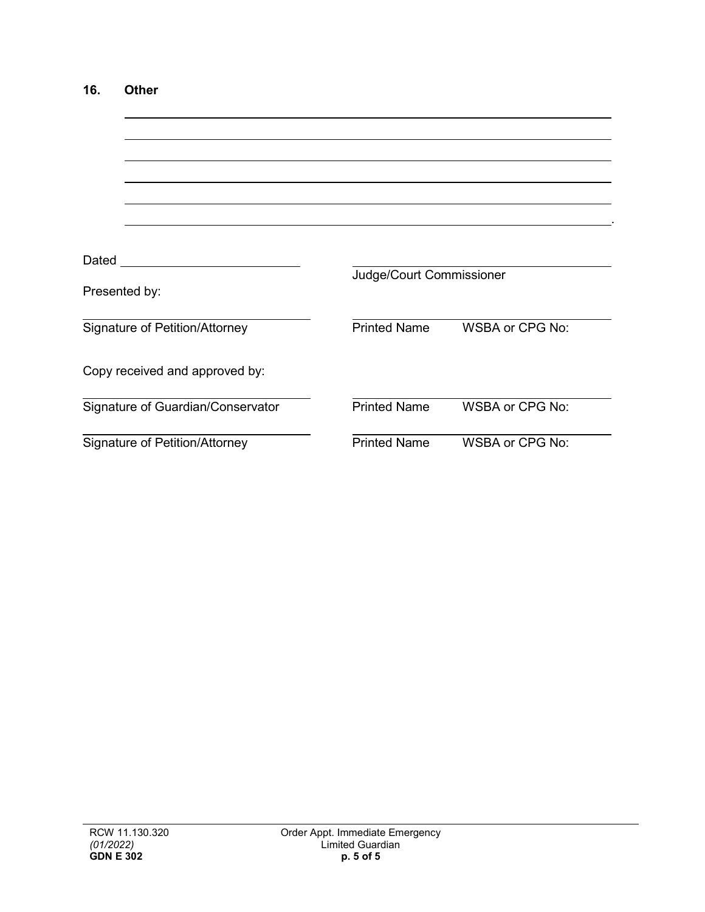**16. Other**

______________________________________________________________________
______________________________________________________________________
______________________________________________________________________
______________________________________________________________________
______________________________________________________________________
______________________________________________________________________.

Dated ____________________________

____________________________________
Judge/Court Commissioner

Presented by:

| | |
|---|---|
| Signature of Petition/Attorney | Printed Name WSBA or CPG No: |

Copy received and approved by:

| | |
|---|---|
| Signature of Guardian/Conservator | Printed Name WSBA or CPG No: |
| Signature of Petition/Attorney | Printed Name WSBA or CPG No: |

RCW 11.130.320
*(01/2022)*
**GDN E 302**

Order Appt. Immediate Emergency Limited Guardian